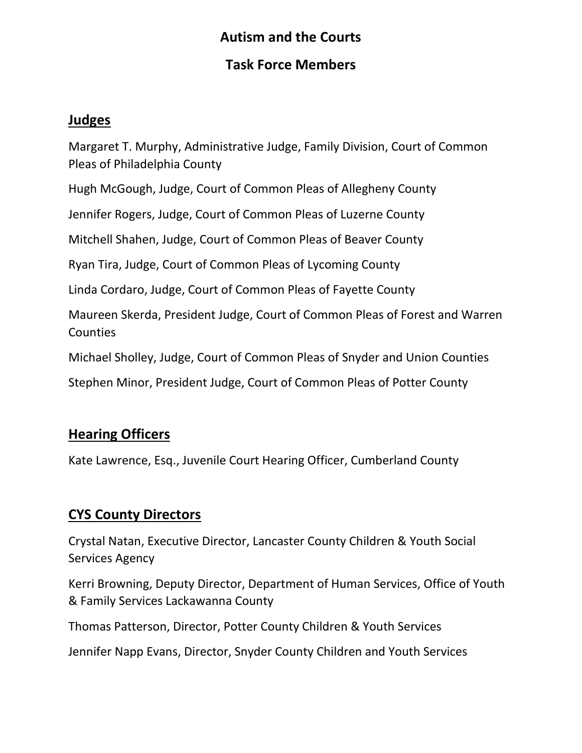# Autism and the Courts

# Task Force Members

## Judges

Margaret T. Murphy, Administrative Judge, Family Division, Court of Common Pleas of Philadelphia County

Hugh McGough, Judge, Court of Common Pleas of Allegheny County

Jennifer Rogers, Judge, Court of Common Pleas of Luzerne County

Mitchell Shahen, Judge, Court of Common Pleas of Beaver County

Ryan Tira, Judge, Court of Common Pleas of Lycoming County

Linda Cordaro, Judge, Court of Common Pleas of Fayette County

Maureen Skerda, President Judge, Court of Common Pleas of Forest and Warren Counties

Michael Sholley, Judge, Court of Common Pleas of Snyder and Union Counties

Stephen Minor, President Judge, Court of Common Pleas of Potter County

## Hearing Officers

Kate Lawrence, Esq., Juvenile Court Hearing Officer, Cumberland County

## CYS County Directors

Crystal Natan, Executive Director, Lancaster County Children & Youth Social Services Agency

Kerri Browning, Deputy Director, Department of Human Services, Office of Youth & Family Services Lackawanna County

Thomas Patterson, Director, Potter County Children & Youth Services

Jennifer Napp Evans, Director, Snyder County Children and Youth Services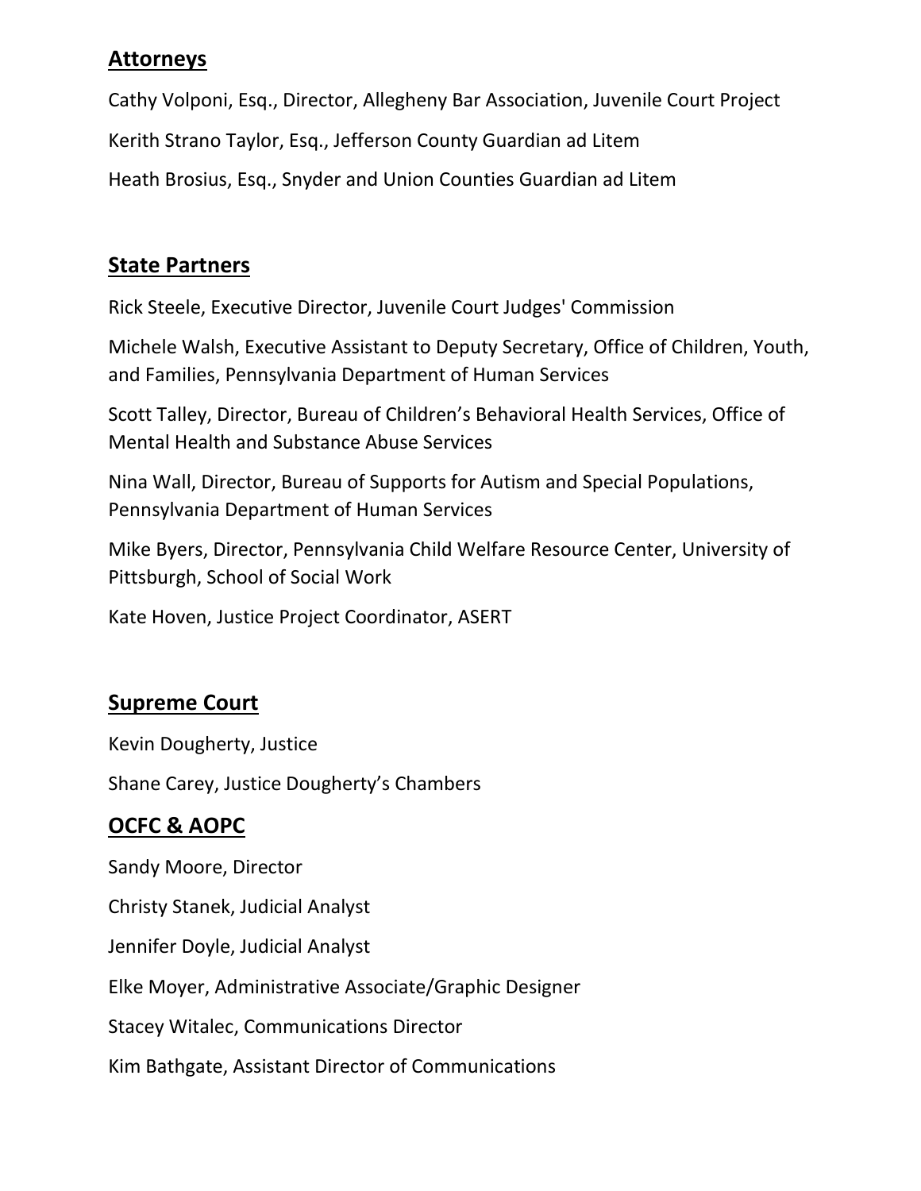## Attorneys

Cathy Volponi, Esq., Director, Allegheny Bar Association, Juvenile Court Project

Kerith Strano Taylor, Esq., Jefferson County Guardian ad Litem

Heath Brosius, Esq., Snyder and Union Counties Guardian ad Litem

## State Partners

Rick Steele, Executive Director, Juvenile Court Judges' Commission

Michele Walsh, Executive Assistant to Deputy Secretary, Office of Children, Youth, and Families, Pennsylvania Department of Human Services

Scott Talley, Director, Bureau of Children's Behavioral Health Services, Office of Mental Health and Substance Abuse Services

Nina Wall, Director, Bureau of Supports for Autism and Special Populations, Pennsylvania Department of Human Services

Mike Byers, Director, Pennsylvania Child Welfare Resource Center, University of Pittsburgh, School of Social Work

Kate Hoven, Justice Project Coordinator, ASERT

## Supreme Court

Kevin Dougherty, Justice

Shane Carey, Justice Dougherty's Chambers

## OCFC & AOPC

Sandy Moore, Director

Christy Stanek, Judicial Analyst

Jennifer Doyle, Judicial Analyst

Elke Moyer, Administrative Associate/Graphic Designer

Stacey Witalec, Communications Director

Kim Bathgate, Assistant Director of Communications